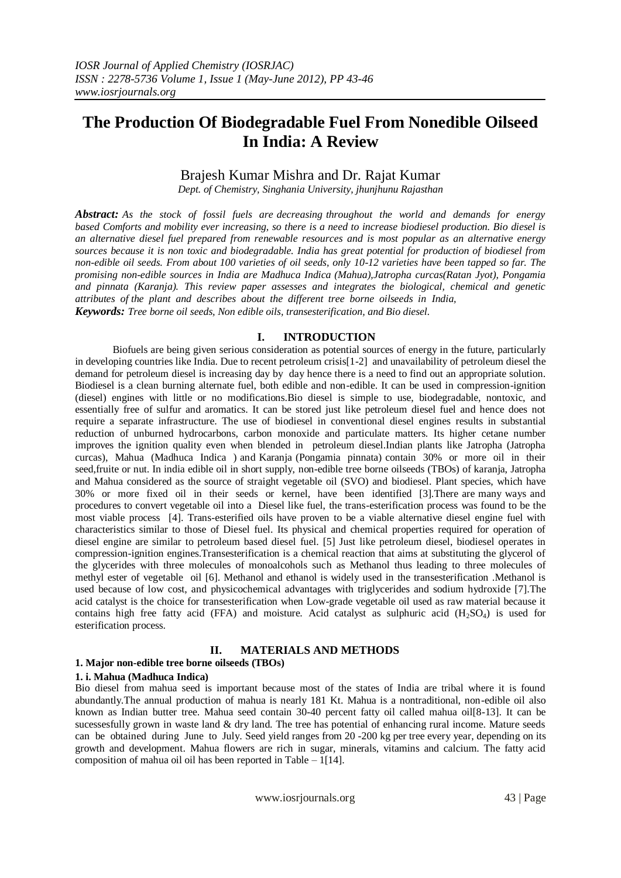# The Production Of Biodegradable Fuel From Nonedible Oilseed In India: A Review

Brajesh Kumar Mishra and Dr. Rajat Kumar

*Dept. of Chemistry, Singhania University, jhunjhunu Rajasthan*

***Abstract:*** *As the stock of fossil fuels are decreasing throughout the world and demands for energy based Comforts and mobility ever increasing, so there is a need to increase biodiesel production. Bio diesel is an alternative diesel fuel prepared from renewable resources and is most popular as an alternative energy sources because it is non toxic and biodegradable. India has great potential for production of biodiesel from non-edible oil seeds. From about 100 varieties of oil seeds, only 10-12 varieties have been tapped so far. The promising non-edible sources in India are Madhuca Indica (Mahua),Jatropha curcas(Ratan Jyot), Pongamia and pinnata (Karanja). This review paper assesses and integrates the biological, chemical and genetic attributes of the plant and describes about the different tree borne oilseeds in India,*

***Keywords:*** *Tree borne oil seeds, Non edible oils, transesterification, and Bio diesel.*

## I. INTRODUCTION

Biofuels are being given serious consideration as potential sources of energy in the future, particularly in developing countries like India. Due to recent petroleum crisis[1-2] and unavailability of petroleum diesel the demand for petroleum diesel is increasing day by day hence there is a need to find out an appropriate solution. Biodiesel is a clean burning alternate fuel, both edible and non-edible. It can be used in compression-ignition (diesel) engines with little or no modifications.Bio diesel is simple to use, biodegradable, nontoxic, and essentially free of sulfur and aromatics. It can be stored just like petroleum diesel fuel and hence does not require a separate infrastructure. The use of biodiesel in conventional diesel engines results in substantial reduction of unburned hydrocarbons, carbon monoxide and particulate matters. Its higher cetane number improves the ignition quality even when blended in petroleum diesel.Indian plants like Jatropha (Jatropha curcas), Mahua (Madhuca Indica ) and Karanja (Pongamia pinnata) contain 30% or more oil in their seed,fruite or nut. In india edible oil in short supply, non-edible tree borne oilseeds (TBOs) of karanja, Jatropha and Mahua considered as the source of straight vegetable oil (SVO) and biodiesel. Plant species, which have 30% or more fixed oil in their seeds or kernel, have been identified [3].There are many ways and procedures to convert vegetable oil into a Diesel like fuel, the trans-esterification process was found to be the most viable process [4]. Trans-esterified oils have proven to be a viable alternative diesel engine fuel with characteristics similar to those of Diesel fuel. Its physical and chemical properties required for operation of diesel engine are similar to petroleum based diesel fuel. [5] Just like petroleum diesel, biodiesel operates in compression-ignition engines.Transesterification is a chemical reaction that aims at substituting the glycerol of the glycerides with three molecules of monoalcohols such as Methanol thus leading to three molecules of methyl ester of vegetable oil [6]. Methanol and ethanol is widely used in the transesterification .Methanol is used because of low cost, and physicochemical advantages with triglycerides and sodium hydroxide [7].The acid catalyst is the choice for transesterification when Low-grade vegetable oil used as raw material because it contains high free fatty acid (FFA) and moisture. Acid catalyst as sulphuric acid ($H_2SO_4$) is used for esterification process.

## II. MATERIALS AND METHODS

### 1. Major non-edible tree borne oilseeds (TBOs)

#### 1. i. Mahua (Madhuca Indica)

Bio diesel from mahua seed is important because most of the states of India are tribal where it is found abundantly.The annual production of mahua is nearly 181 Kt. Mahua is a nontraditional, non-edible oil also known as Indian butter tree. Mahua seed contain 30-40 percent fatty oil called mahua oil[8-13]. It can be sucessesfully grown in waste land & dry land. The tree has potential of enhancing rural income. Mature seeds can be obtained during June to July. Seed yield ranges from 20 -200 kg per tree every year, depending on its growth and development. Mahua flowers are rich in sugar, minerals, vitamins and calcium. The fatty acid composition of mahua oil oil has been reported in Table – 1[14].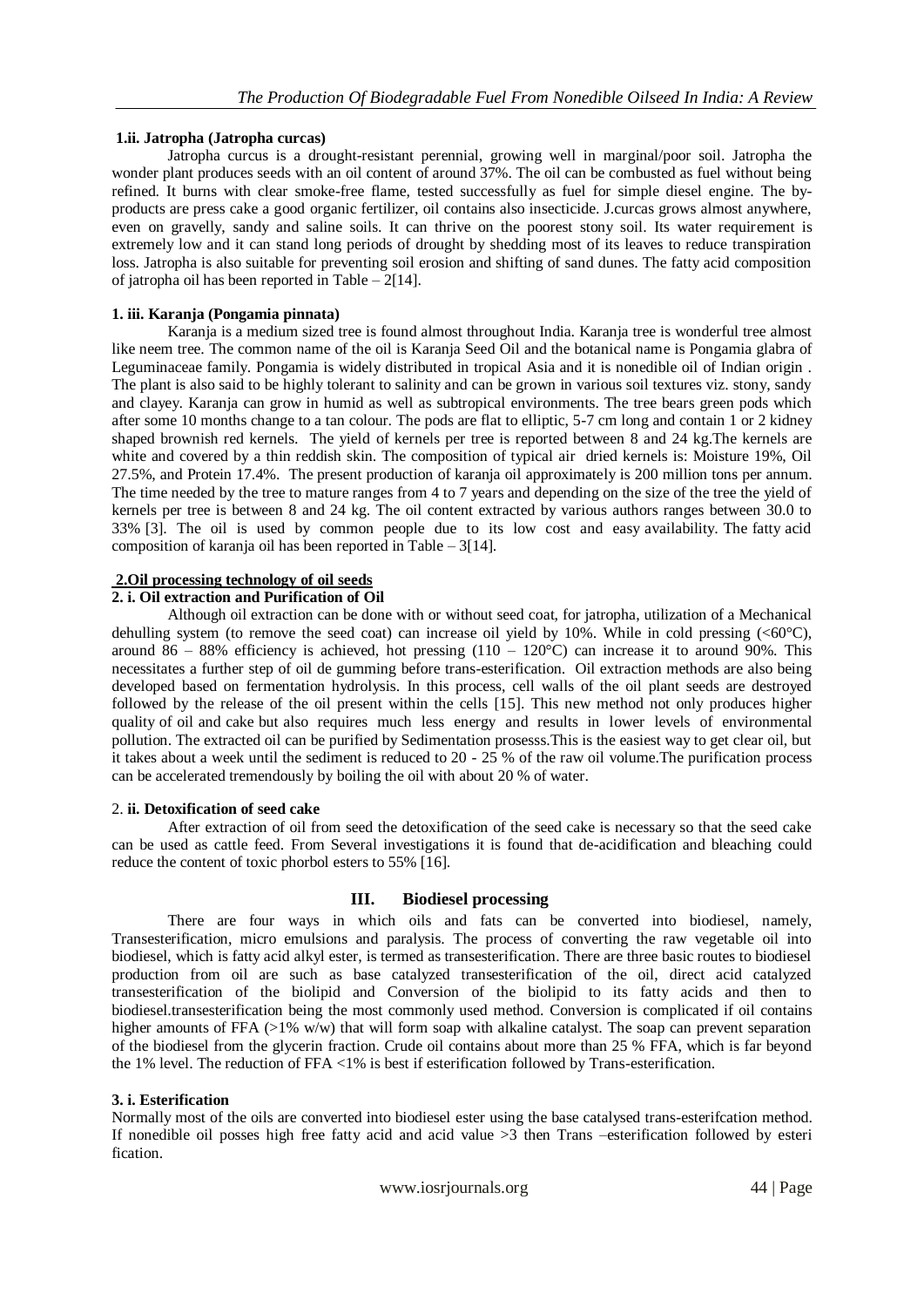### 1.ii. Jatropha (Jatropha curcas)

Jatropha curcus is a drought-resistant perennial, growing well in marginal/poor soil. Jatropha the wonder plant produces seeds with an oil content of around 37%. The oil can be combusted as fuel without being refined. It burns with clear smoke-free flame, tested successfully as fuel for simple diesel engine. The by-products are press cake a good organic fertilizer, oil contains also insecticide. J.curcas grows almost anywhere, even on gravelly, sandy and saline soils. It can thrive on the poorest stony soil. Its water requirement is extremely low and it can stand long periods of drought by shedding most of its leaves to reduce transpiration loss. Jatropha is also suitable for preventing soil erosion and shifting of sand dunes. The fatty acid composition of jatropha oil has been reported in Table – 2[14].

### 1. iii. Karanja (Pongamia pinnata)

Karanja is a medium sized tree is found almost throughout India. Karanja tree is wonderful tree almost like neem tree. The common name of the oil is Karanja Seed Oil and the botanical name is Pongamia glabra of Leguminaceae family. Pongamia is widely distributed in tropical Asia and it is nonedible oil of Indian origin . The plant is also said to be highly tolerant to salinity and can be grown in various soil textures viz. stony, sandy and clayey. Karanja can grow in humid as well as subtropical environments. The tree bears green pods which after some 10 months change to a tan colour. The pods are flat to elliptic, 5-7 cm long and contain 1 or 2 kidney shaped brownish red kernels. The yield of kernels per tree is reported between 8 and 24 kg.The kernels are white and covered by a thin reddish skin. The composition of typical air dried kernels is: Moisture 19%, Oil 27.5%, and Protein 17.4%. The present production of karanja oil approximately is 200 million tons per annum. The time needed by the tree to mature ranges from 4 to 7 years and depending on the size of the tree the yield of kernels per tree is between 8 and 24 kg. The oil content extracted by various authors ranges between 30.0 to 33% [3]. The oil is used by common people due to its low cost and easy availability. The fatty acid composition of karanja oil has been reported in Table – 3[14].

## 2.Oil processing technology of oil seeds

### 2. i. Oil extraction and Purification of Oil

Although oil extraction can be done with or without seed coat, for jatropha, utilization of a Mechanical dehulling system (to remove the seed coat) can increase oil yield by 10%. While in cold pressing (<60°C), around 86 – 88% efficiency is achieved, hot pressing (110 – 120°C) can increase it to around 90%. This necessitates a further step of oil de gumming before trans-esterification. Oil extraction methods are also being developed based on fermentation hydrolysis. In this process, cell walls of the oil plant seeds are destroyed followed by the release of the oil present within the cells [15]. This new method not only produces higher quality of oil and cake but also requires much less energy and results in lower levels of environmental pollution. The extracted oil can be purified by Sedimentation prosesss.This is the easiest way to get clear oil, but it takes about a week until the sediment is reduced to 20 - 25 % of the raw oil volume.The purification process can be accelerated tremendously by boiling the oil with about 20 % of water.

### 2. ii. Detoxification of seed cake

After extraction of oil from seed the detoxification of the seed cake is necessary so that the seed cake can be used as cattle feed. From Several investigations it is found that de-acidification and bleaching could reduce the content of toxic phorbol esters to 55% [16].

## III. Biodiesel processing

There are four ways in which oils and fats can be converted into biodiesel, namely, Transesterification, micro emulsions and paralysis. The process of converting the raw vegetable oil into biodiesel, which is fatty acid alkyl ester, is termed as transesterification. There are three basic routes to biodiesel production from oil are such as base catalyzed transesterification of the oil, direct acid catalyzed transesterification of the biolipid and Conversion of the biolipid to its fatty acids and then to biodiesel.transesterification being the most commonly used method. Conversion is complicated if oil contains higher amounts of FFA (>1% w/w) that will form soap with alkaline catalyst. The soap can prevent separation of the biodiesel from the glycerin fraction. Crude oil contains about more than 25 % FFA, which is far beyond the 1% level. The reduction of FFA <1% is best if esterification followed by Trans-esterification.

### 3. i. Esterification

Normally most of the oils are converted into biodiesel ester using the base catalysed trans-esterifcation method. If nonedible oil posses high free fatty acid and acid value >3 then Trans –esterification followed by esteri fication.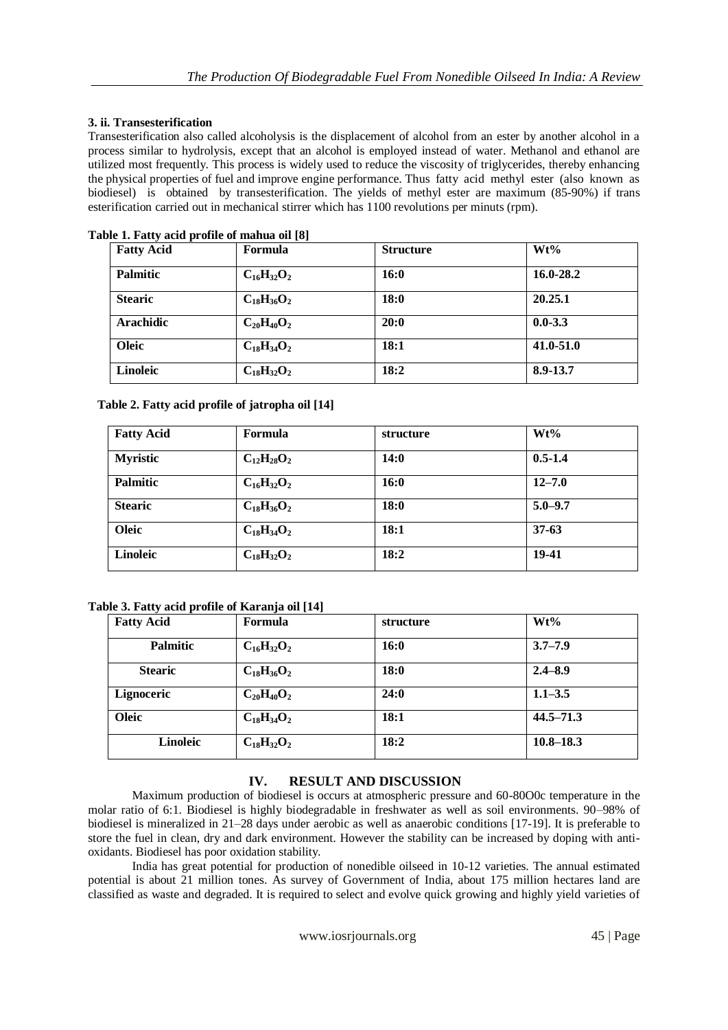### 3. ii. Transesterification

Transesterification also called alcoholysis is the displacement of alcohol from an ester by another alcohol in a process similar to hydrolysis, except that an alcohol is employed instead of water. Methanol and ethanol are utilized most frequently. This process is widely used to reduce the viscosity of triglycerides, thereby enhancing the physical properties of fuel and improve engine performance. Thus fatty acid methyl ester (also known as biodiesel) is obtained by transesterification. The yields of methyl ester are maximum (85-90%) if trans esterification carried out in mechanical stirrer which has 1100 revolutions per minuts (rpm).

**Table 1. Fatty acid profile of mahua oil [8]**

| Fatty Acid | Formula | Structure | Wt% |
|---|---|---|---|
| Palmitic | $C_{16}H_{32}O_2$ | 16:0 | 16.0-28.2 |
| Stearic | $C_{18}H_{36}O_2$ | 18:0 | 20.25.1 |
| Arachidic | $C_{20}H_{40}O_2$ | 20:0 | 0.0-3.3 |
| Oleic | $C_{18}H_{34}O_2$ | 18:1 | 41.0-51.0 |
| Linoleic | $C_{18}H_{32}O_2$ | 18:2 | 8.9-13.7 |

**Table 2. Fatty acid profile of jatropha oil [14]**

| Fatty Acid | Formula | structure | Wt% |
|---|---|---|---|
| Myristic | $C_{12}H_{28}O_2$ | 14:0 | 0.5-1.4 |
| Palmitic | $C_{16}H_{32}O_2$ | 16:0 | 12–7.0 |
| Stearic | $C_{18}H_{36}O_2$ | 18:0 | 5.0–9.7 |
| Oleic | $C_{18}H_{34}O_2$ | 18:1 | 37-63 |
| Linoleic | $C_{18}H_{32}O_2$ | 18:2 | 19-41 |

**Table 3. Fatty acid profile of Karanja oil [14]**

| Fatty Acid | Formula | structure | Wt% |
|---|---|---|---|
| Palmitic | $C_{16}H_{32}O_2$ | 16:0 | 3.7–7.9 |
| Stearic | $C_{18}H_{36}O_2$ | 18:0 | 2.4–8.9 |
| Lignoceric | $C_{20}H_{40}O_2$ | 24:0 | 1.1–3.5 |
| Oleic | $C_{18}H_{34}O_2$ | 18:1 | 44.5–71.3 |
| Linoleic | $C_{18}H_{32}O_2$ | 18:2 | 10.8–18.3 |

## IV. RESULT AND DISCUSSION

Maximum production of biodiesel is occurs at atmospheric pressure and 60-80O0c temperature in the molar ratio of 6:1. Biodiesel is highly biodegradable in freshwater as well as soil environments. 90–98% of biodiesel is mineralized in 21–28 days under aerobic as well as anaerobic conditions [17-19]. It is preferable to store the fuel in clean, dry and dark environment. However the stability can be increased by doping with anti-oxidants. Biodiesel has poor oxidation stability.

India has great potential for production of nonedible oilseed in 10-12 varieties. The annual estimated potential is about 21 million tones. As survey of Government of India, about 175 million hectares land are classified as waste and degraded. It is required to select and evolve quick growing and highly yield varieties of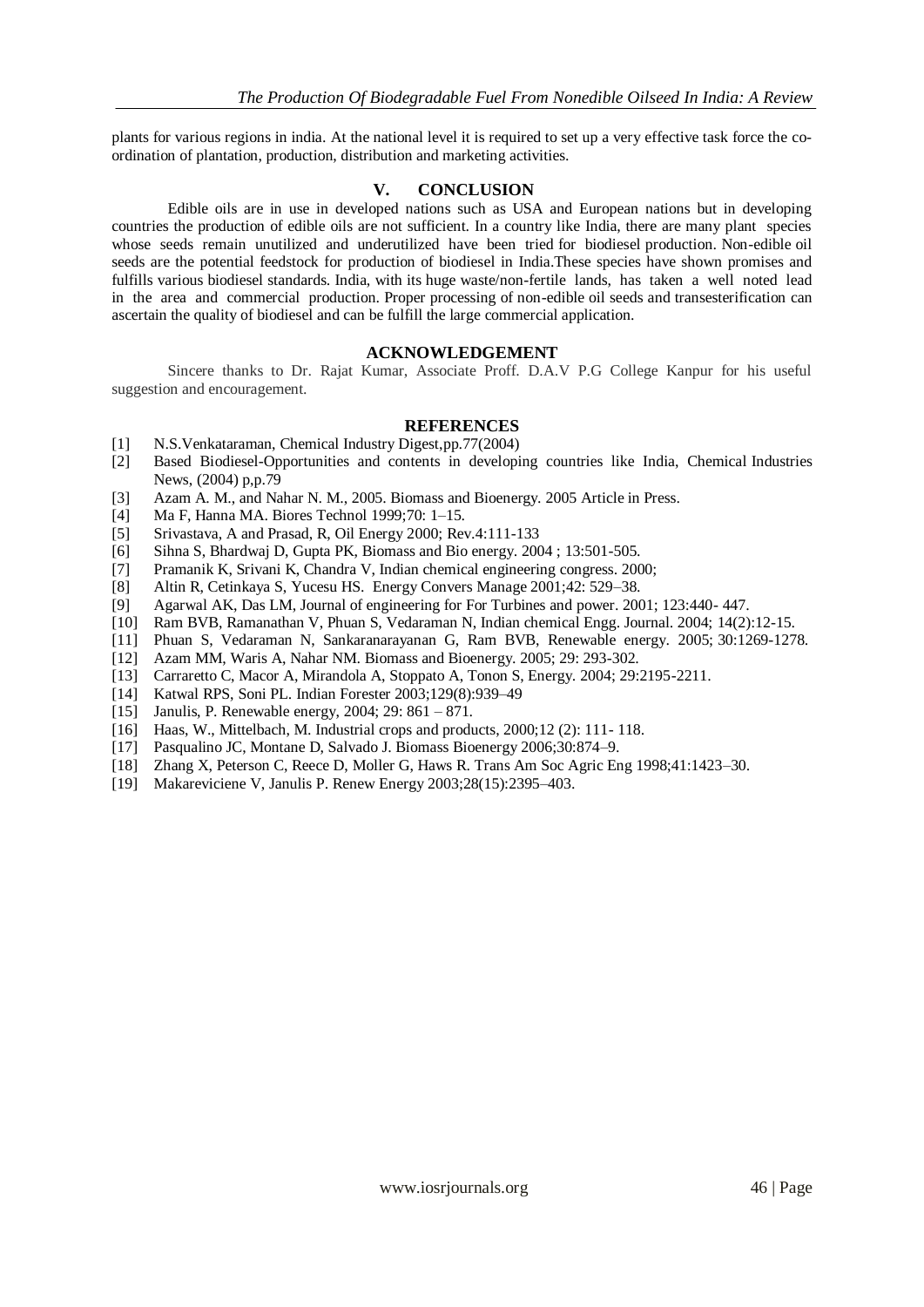plants for various regions in india. At the national level it is required to set up a very effective task force the co-ordination of plantation, production, distribution and marketing activities.

## V. CONCLUSION

Edible oils are in use in developed nations such as USA and European nations but in developing countries the production of edible oils are not sufficient. In a country like India, there are many plant species whose seeds remain unutilized and underutilized have been tried for biodiesel production. Non-edible oil seeds are the potential feedstock for production of biodiesel in India.These species have shown promises and fulfills various biodiesel standards. India, with its huge waste/non-fertile lands, has taken a well noted lead in the area and commercial production. Proper processing of non-edible oil seeds and transesterification can ascertain the quality of biodiesel and can be fulfill the large commercial application.

## ACKNOWLEDGEMENT

Sincere thanks to Dr. Rajat Kumar, Associate Proff. D.A.V P.G College Kanpur for his useful suggestion and encouragement.

## REFERENCES

[1] N.S.Venkataraman, Chemical Industry Digest,pp.77(2004)
[2] Based Biodiesel-Opportunities and contents in developing countries like India, Chemical Industries News, (2004) p,p.79
[3] Azam A. M., and Nahar N. M., 2005. Biomass and Bioenergy. 2005 Article in Press.
[4] Ma F, Hanna MA. Biores Technol 1999;70: 1–15.
[5] Srivastava, A and Prasad, R, Oil Energy 2000; Rev.4:111-133
[6] Sihna S, Bhardwaj D, Gupta PK, Biomass and Bio energy. 2004 ; 13:501-505.
[7] Pramanik K, Srivani K, Chandra V, Indian chemical engineering congress. 2000;
[8] Altin R, Cetinkaya S, Yucesu HS. Energy Convers Manage 2001;42: 529–38.
[9] Agarwal AK, Das LM, Journal of engineering for For Turbines and power. 2001; 123:440- 447.
[10] Ram BVB, Ramanathan V, Phuan S, Vedaraman N, Indian chemical Engg. Journal. 2004; 14(2):12-15.
[11] Phuan S, Vedaraman N, Sankaranarayanan G, Ram BVB, Renewable energy. 2005; 30:1269-1278.
[12] Azam MM, Waris A, Nahar NM. Biomass and Bioenergy. 2005; 29: 293-302.
[13] Carraretto C, Macor A, Mirandola A, Stoppato A, Tonon S, Energy. 2004; 29:2195-2211.
[14] Katwal RPS, Soni PL. Indian Forester 2003;129(8):939–49
[15] Janulis, P. Renewable energy, 2004; 29: 861 – 871.
[16] Haas, W., Mittelbach, M. Industrial crops and products, 2000;12 (2): 111- 118.
[17] Pasqualino JC, Montane D, Salvado J. Biomass Bioenergy 2006;30:874–9.
[18] Zhang X, Peterson C, Reece D, Moller G, Haws R. Trans Am Soc Agric Eng 1998;41:1423–30.
[19] Makareviciene V, Janulis P. Renew Energy 2003;28(15):2395–403.